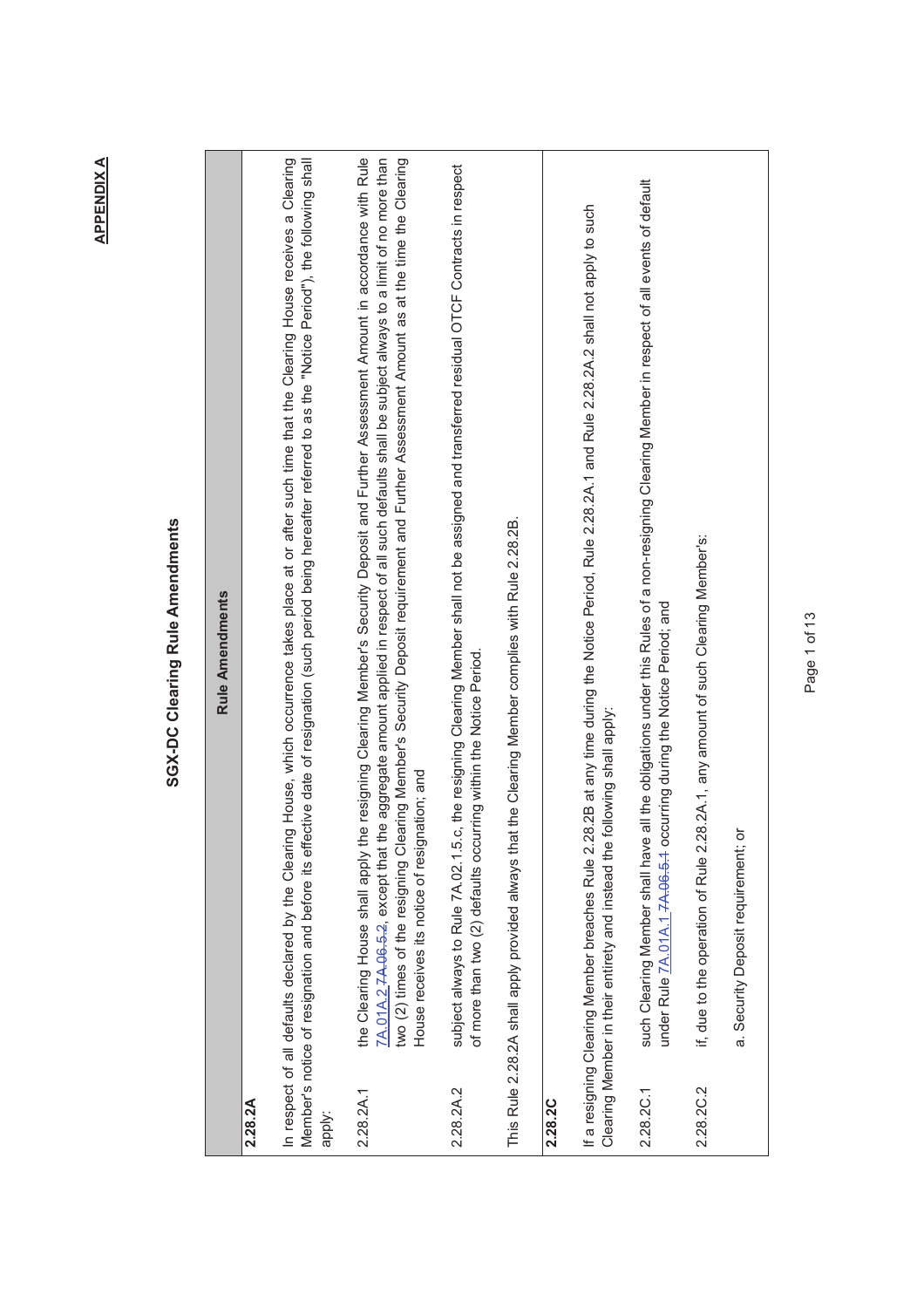**APPENDIX A**

# SGX-DC Clearing Rule Amendments

| Rule Amendments |
|---|
| **2.28.2A** |
| In respect of all defaults declared by the Clearing House, which occurrence takes place at or after such time that the Clearing House receives a Clearing Member's notice of resignation and before its effective date of resignation (such period being hereafter referred to as the "Notice Period"), the following shall apply: |
| 2.28.2A.1 the Clearing House shall apply the resigning Clearing Member's Security Deposit and Further Assessment Amount in accordance with Rule 7A.01A.2 ~~7A.06.5.2~~, except that the aggregate amount applied in respect of all such defaults shall be subject always to a limit of no more than two (2) times of the resigning Clearing Member's Security Deposit requirement and Further Assessment Amount as at the time the Clearing House receives its notice of resignation; and |
| 2.28.2A.2 subject always to Rule 7A.02.1.5.c, the resigning Clearing Member shall not be assigned and transferred residual OTCF Contracts in respect of more than two (2) defaults occurring within the Notice Period. |
| This Rule 2.28.2A shall apply provided always that the Clearing Member complies with Rule 2.28.2B. |
| **2.28.2C** |
| If a resigning Clearing Member breaches Rule 2.28.2B at any time during the Notice Period, Rule 2.28.2A.1 and Rule 2.28.2A.2 shall not apply to such Clearing Member in their entirety and instead the following shall apply: |
| 2.28.2C.1 such Clearing Member shall have all the obligations under this Rules of a non-resigning Clearing Member in respect of all events of default under Rule 7A.01A.1 ~~7A.06.5.1~~ occurring during the Notice Period; and |
| 2.28.2C.2 if, due to the operation of Rule 2.28.2A.1, any amount of such Clearing Member's: |
| a. Security Deposit requirement; or |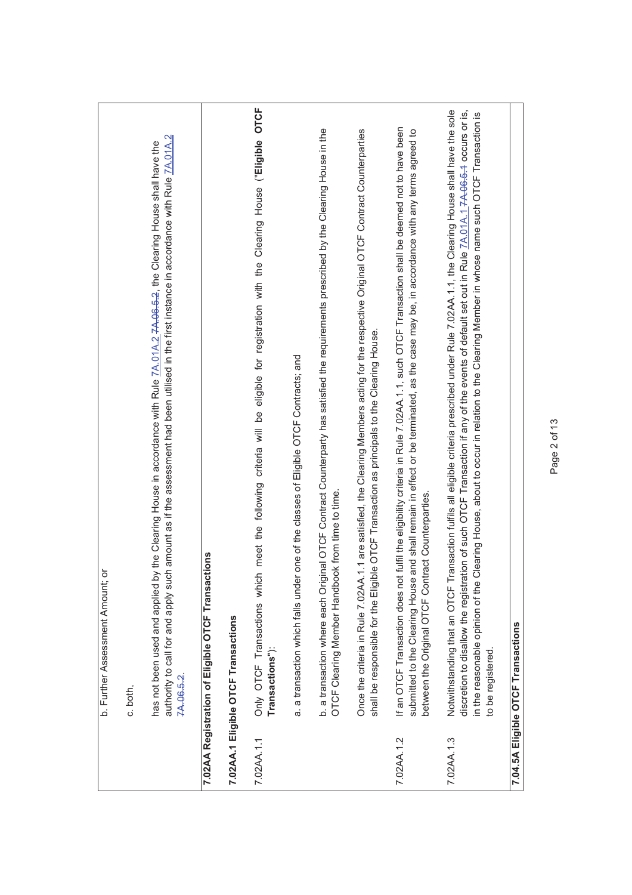b. Further Assessment Amount; or

c. both,

has not been used and applied by the Clearing House in accordance with Rule 7A.01A.2 ~~7A.06.5.2~~, the Clearing House shall have the authority to call for and apply such amount as if the assessment had been utilised in the first instance in accordance with Rule 7A.01A.2 ~~7A.06.5.2~~.

**7.02AA Registration of Eligible OTCF Transactions**

**7.02AA.1 Eligible OTCF Transactions**

| | |
|---|---|
| 7.02AA.1.1 | Only OTCF Transactions which meet the following criteria will be eligible for registration with the Clearing House (**"Eligible OTCF Transactions"**):<br><br>a. a transaction which falls under one of the classes of Eligible OTCF Contracts; and<br><br>b. a transaction where each Original OTCF Contract Counterparty has satisfied the requirements prescribed by the Clearing House in the OTCF Clearing Member Handbook from time to time.<br><br>Once the criteria in Rule 7.02AA.1.1 are satisfied, the Clearing Members acting for the respective Original OTCF Contract Counterparties shall be responsible for the Eligible OTCF Transaction as principals to the Clearing House. |
| 7.02AA.1.2 | If an OTCF Transaction does not fulfil the eligibility criteria in Rule 7.02AA.1.1, such OTCF Transaction shall be deemed not to have been submitted to the Clearing House and shall remain in effect or be terminated, as the case may be, in accordance with any terms agreed to between the Original OTCF Contract Counterparties. |
| 7.02AA.1.3 | Notwithstanding that an OTCF Transaction fulfils all eligible criteria prescribed under Rule 7.02AA.1.1, the Clearing House shall have the sole discretion to disallow the registration of such OTCF Transaction if any of the events of default set out in Rule 7A.01A.1 ~~7A.06.5.1~~ occurs or is, in the reasonable opinion of the Clearing House, about to occur in relation to the Clearing Member in whose name such OTCF Transaction is to be registered. |

**7.04.5A Eligible OTCF Transactions**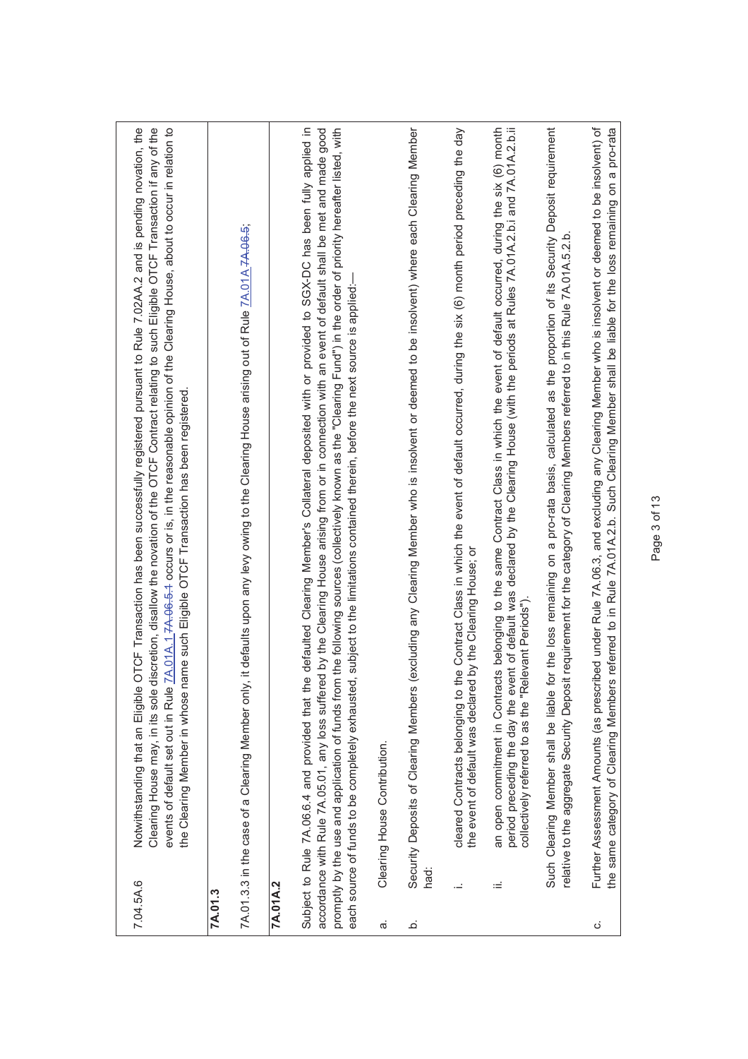| 7.04.5A.6 | Notwithstanding that an Eligible OTCF Transaction has been successfully registered pursuant to Rule 7.02AA.2 and is pending novation, the Clearing House may, in its sole discretion, disallow the novation of the OTCF Contract relating to such Eligible OTCF Transaction if any of the events of default set out in Rule 7A.01A.1 ~~7A.06.5.1~~ occurs or is, in the reasonable opinion of the Clearing House, about to occur in relation to the Clearing Member in whose name such Eligible OTCF Transaction has been registered. |
|---|---|

**7A.01.3**

7A.01.3.3 in the case of a Clearing Member only, it defaults upon any levy owing to the Clearing House arising out of Rule 7A.01A ~~7A.06.5~~;

**7A.01A.2**

Subject to Rule 7A.06.6.4 and provided that the defaulted Clearing Member's Collateral deposited with or provided to SGX-DC has been fully applied in accordance with Rule 7A.05.01, any loss suffered by the Clearing House arising from or in connection with an event of default shall be met and made good promptly by the use and application of funds from the following sources (collectively known as the "Clearing Fund") in the order of priority hereafter listed, with each source of funds to be completely exhausted, subject to the limitations contained therein, before the next source is applied:—

a. Clearing House Contribution.

b. Security Deposits of Clearing Members (excluding any Clearing Member who is insolvent or deemed to be insolvent) where each Clearing Member had:

i. cleared Contracts belonging to the Contract Class in which the event of default occurred, during the six (6) month period preceding the day the event of default was declared by the Clearing House; or

ii. an open commitment in Contracts belonging to the same Contract Class in which the event of default occurred, during the six (6) month period preceding the day the event of default was declared by the Clearing House (with the periods at Rules 7A.01A.2.b.i and 7A.01A.2.b.ii collectively referred to as the "Relevant Periods").

Such Clearing Member shall be liable for the loss remaining on a pro-rata basis, calculated as the proportion of its Security Deposit requirement relative to the aggregate Security Deposit requirement for the category of Clearing Members referred to in this Rule 7A.01A.5.2.b.

c. Further Assessment Amounts (as prescribed under Rule 7A.06.3, and excluding any Clearing Member who is insolvent or deemed to be insolvent) of the same category of Clearing Members referred to in Rule 7A.01A.2.b. Such Clearing Member shall be liable for the loss remaining on a pro-rata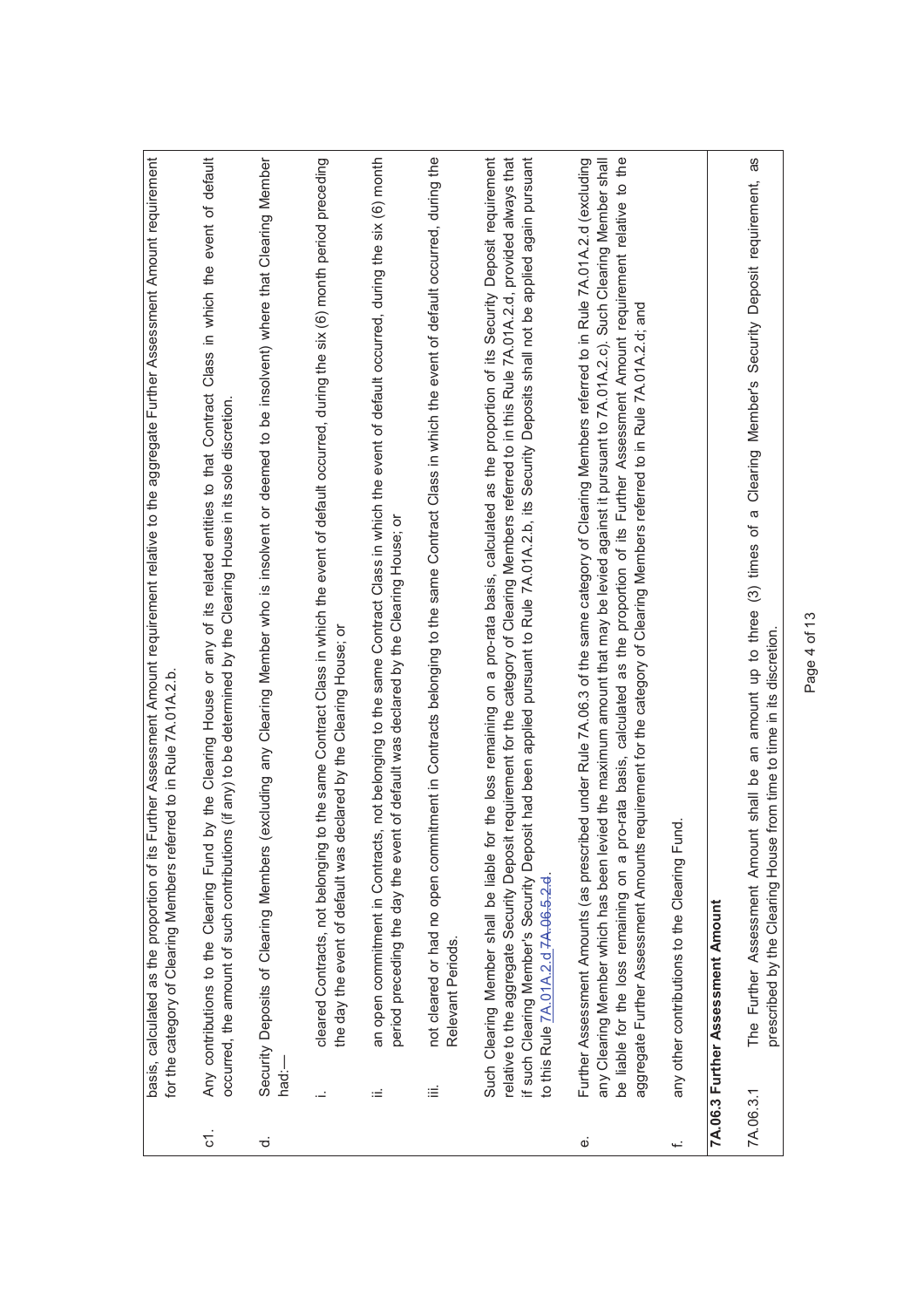| | |
|---|---|
| | basis, calculated as the proportion of its Further Assessment Amount requirement relative to the aggregate Further Assessment Amount requirement for the category of Clearing Members referred to in Rule 7A.01A.2.b. |
| c1. | Any contributions to the Clearing Fund by the Clearing House or any of its related entities to that Contract Class in which the event of default occurred, the amount of such contributions (if any) to be determined by the Clearing House in its sole discretion. |
| d. | Security Deposits of Clearing Members (excluding any Clearing Member who is insolvent or deemed to be insolvent) where that Clearing Member had:— |
| | i. cleared Contracts, not belonging to the same Contract Class in which the event of default occurred, during the six (6) month period preceding the day the event of default was declared by the Clearing House; or |
| | ii. an open commitment in Contracts, not belonging to the same Contract Class in which the event of default occurred, during the six (6) month period preceding the day the event of default was declared by the Clearing House; or |
| | iii. not cleared or had no open commitment in Contracts belonging to the same Contract Class in which the event of default occurred, during the Relevant Periods. |
| | Such Clearing Member shall be liable for the loss remaining on a pro-rata basis, calculated as the proportion of its Security Deposit requirement relative to the aggregate Security Deposit requirement for the category of Clearing Members referred to in this Rule 7A.01A.2.d, provided always that if such Clearing Member's Security Deposit had been applied pursuant to Rule 7A.01A.2.b, its Security Deposits shall not be applied again pursuant to this Rule 7A.01A.2.d ~~7A.06.5.2.d~~. |
| e. | Further Assessment Amounts (as prescribed under Rule 7A.06.3 of the same category of Clearing Members referred to in Rule 7A.01A.2.d (excluding any Clearing Member which has been levied the maximum amount that may be levied against it pursuant to 7A.01A.2.c). Such Clearing Member shall be liable for the loss remaining on a pro-rata basis, calculated as the proportion of its Further Assessment Amount requirement relative to the aggregate Further Assessment Amounts requirement for the category of Clearing Members referred to in Rule 7A.01A.2.d; and |
| f. | any other contributions to the Clearing Fund. |
| **7A.06.3 Further Assessment Amount** | |
| 7A.06.3.1 | The Further Assessment Amount shall be an amount up to three (3) times of a Clearing Member's Security Deposit requirement, as prescribed by the Clearing House from time to time in its discretion. |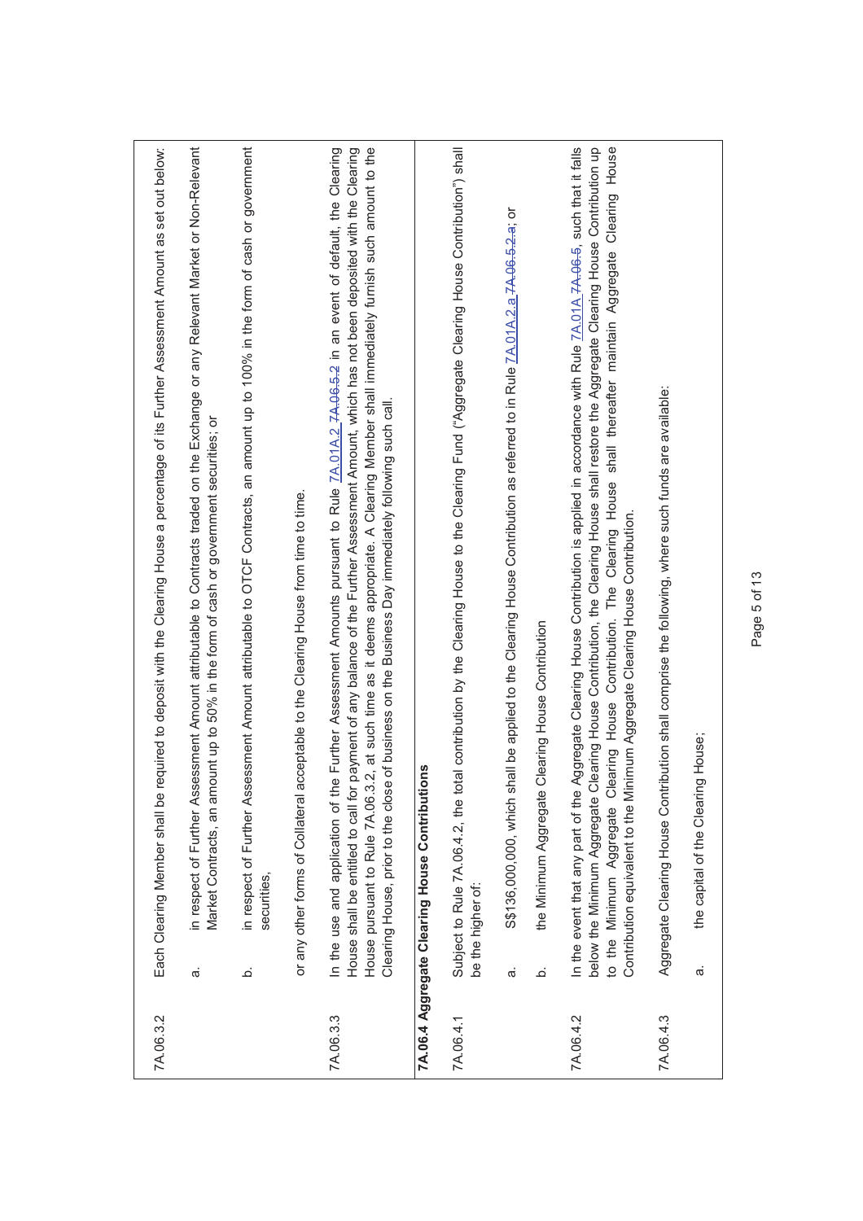| | |
|---|---|
| 7A.06.3.2 | Each Clearing Member shall be required to deposit with the Clearing House a percentage of its Further Assessment Amount as set out below: |
| | a. in respect of Further Assessment Amount attributable to Contracts traded on the Exchange or any Relevant Market or Non-Relevant Market Contracts, an amount up to 50% in the form of cash or government securities; or |
| | b. in respect of Further Assessment Amount attributable to OTCF Contracts, an amount up to 100% in the form of cash or government securities, |
| | or any other forms of Collateral acceptable to the Clearing House from time to time. |
| 7A.06.3.3 | In the use and application of the Further Assessment Amounts pursuant to Rule 7A.01A.2 ~~7A.06.5.2~~ in an event of default, the Clearing House shall be entitled to call for payment of any balance of the Further Assessment Amount, which has not been deposited with the Clearing House pursuant to Rule 7A.06.3.2, at such time as it deems appropriate. A Clearing Member shall immediately furnish such amount to the Clearing House, prior to the close of business on the Business Day immediately following such call. |
| **7A.06.4 Aggregate Clearing House Contributions** | |
| 7A.06.4.1 | Subject to Rule 7A.06.4.2, the total contribution by the Clearing House to the Clearing Fund ("Aggregate Clearing House Contribution") shall be the higher of: |
| | a. S$136,000,000, which shall be applied to the Clearing House Contribution as referred to in Rule 7A.01A.2.a ~~7A.06.5.2.a~~; or |
| | b. the Minimum Aggregate Clearing House Contribution |
| 7A.06.4.2 | In the event that any part of the Aggregate Clearing House Contribution is applied in accordance with Rule 7A.01A ~~7A.06.5~~, such that it falls below the Minimum Aggregate Clearing House Contribution, the Clearing House shall restore the Aggregate Clearing House Contribution up to the Minimum Aggregate Clearing House Contribution. The Clearing House shall thereafter maintain Aggregate Clearing House Contribution equivalent to the Minimum Aggregate Clearing House Contribution. |
| 7A.06.4.3 | Aggregate Clearing House Contribution shall comprise the following, where such funds are available: |
| | a. the capital of the Clearing House; |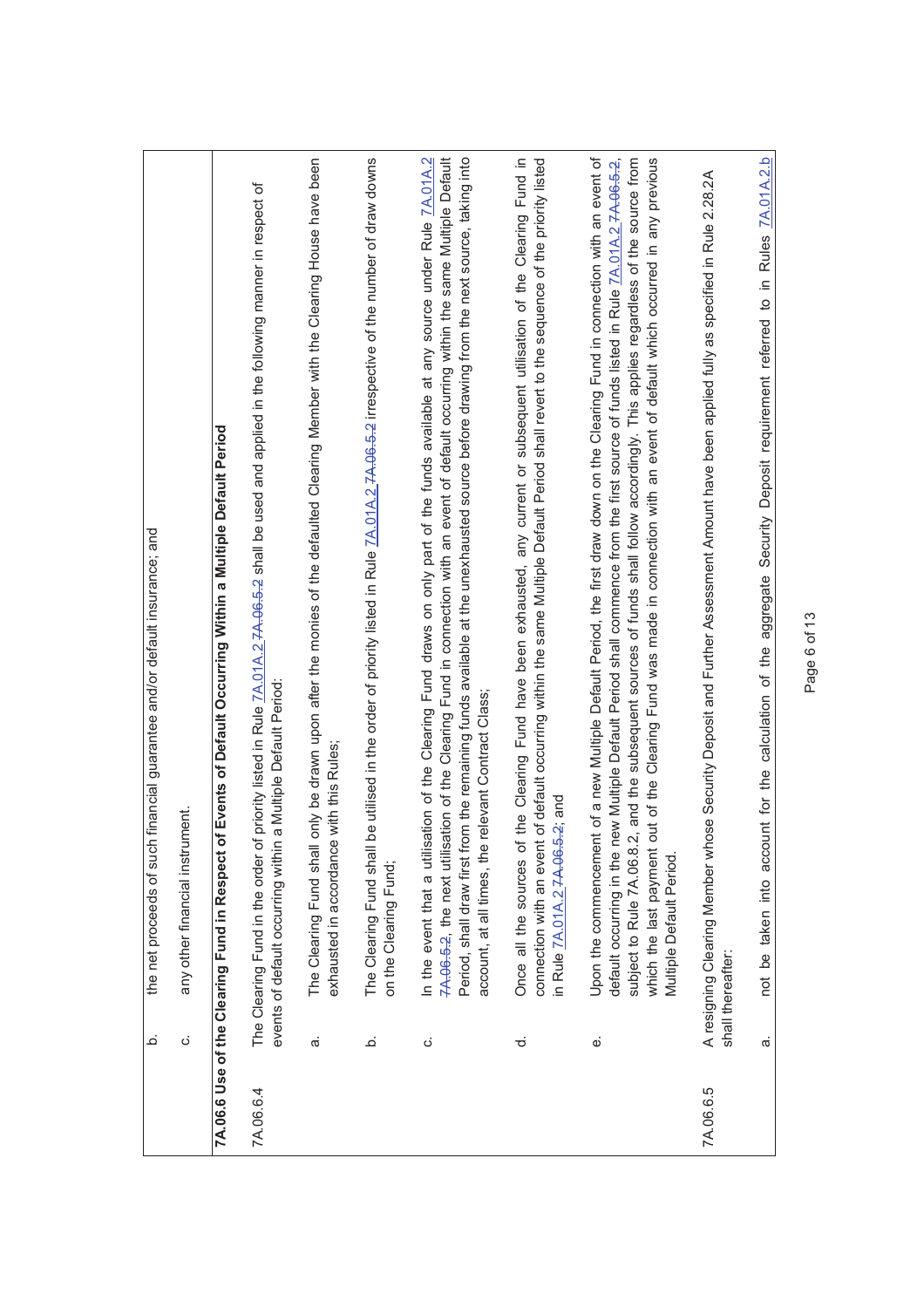| | | |
|---|---|---|
| | b. | the net proceeds of such financial guarantee and/or default insurance; and |
| | c. | any other financial instrument. |
| **7A.06.6 Use of the Clearing Fund in Respect of Events of Default Occurring Within a Multiple Default Period** | | |
| 7A.06.6.4 | The Clearing Fund in the order of priority listed in Rule 7A.01A.2 ~~7A.06.5.2~~ shall be used and applied in the following manner in respect of events of default occurring within a Multiple Default Period: | |
| | a. | The Clearing Fund shall only be drawn upon after the monies of the defaulted Clearing Member with the Clearing House have been exhausted in accordance with this Rules; |
| | b. | The Clearing Fund shall be utilised in the order of priority listed in Rule 7A.01A.2 ~~7A.06.5.2~~ irrespective of the number of draw downs on the Clearing Fund; |
| | c. | In the event that a utilisation of the Clearing Fund draws on only part of the funds available at any source under Rule 7A.01A.2 ~~7A.06.5.2~~, the next utilisation of the Clearing Fund in connection with an event of default occurring within the same Multiple Default Period, shall draw first from the remaining funds available at the unexhausted source before drawing from the next source, taking into account, at all times, the relevant Contract Class; |
| | d. | Once all the sources of the Clearing Fund have been exhausted, any current or subsequent utilisation of the Clearing Fund in connection with an event of default occurring within the same Multiple Default Period shall revert to the sequence of the priority listed in Rule 7A.01A.2 ~~7A.06.5.2~~; and |
| | e. | Upon the commencement of a new Multiple Default Period, the first draw down on the Clearing Fund in connection with an event of default occurring in the new Multiple Default Period shall commence from the first source of funds listed in Rule 7A.01A.2 ~~7A.06.5.2~~, subject to Rule 7A.06.8.2, and the subsequent sources of funds shall follow accordingly. This applies regardless of the source from which the last payment out of the Clearing Fund was made in connection with an event of default which occurred in any previous Multiple Default Period. |
| 7A.06.6.5 | A resigning Clearing Member whose Security Deposit and Further Assessment Amount have been applied fully as specified in Rule 2.28.2A shall thereafter: | |
| | a. | not be taken into account for the calculation of the aggregate Security Deposit requirement referred to in Rules 7A.01A.2.b |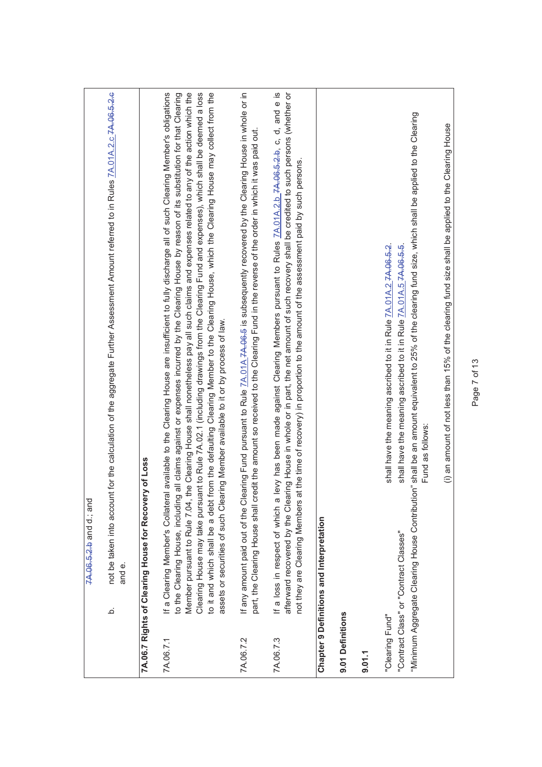| | |
|---|---|
| | ~~7A.06.5.2.b~~ and d.; and |
| b. | not be taken into account for the calculation of the aggregate Further Assessment Amount referred to in Rules 7A.01A.2.c ~~7A.06.5.2.c~~ and e. |

**7A.06.7 Rights of Clearing House for Recovery of Loss**

| | |
|---|---|
| 7A.06.7.1 | If a Clearing Member's Collateral available to the Clearing House are insufficient to fully discharge all of such Clearing Member's obligations to the Clearing House, including all claims against or expenses incurred by the Clearing House by reason of its substitution for that Clearing Member pursuant to Rule 7.04, the Clearing House shall nonetheless pay all such claims and expenses related to any of the action which the Clearing House may take pursuant to Rule 7A.02.1 (including drawings from the Clearing Fund and expenses), which shall be deemed a loss to it and which shall be a debt from the defaulting Clearing Member to the Clearing House, which the Clearing House may collect from the assets or securities of such Clearing Member available to it or by process of law. |
| 7A.06.7.2 | If any amount paid out of the Clearing Fund pursuant to Rule 7A.01A ~~7A.06.5~~ is subsequently recovered by the Clearing House in whole or in part, the Clearing House shall credit the amount so received to the Clearing Fund in the reverse of the order in which it was paid out. |
| 7A.06.7.3 | If a loss in respect of which a levy has been made against Clearing Members pursuant to Rules 7A.01A.2.b ~~7A.06.5.2.b~~, c, d, and e is afterward recovered by the Clearing House in whole or in part, the net amount of such recovery shall be credited to such persons (whether or not they are Clearing Members at the time of recovery) in proportion to the amount of the assessment paid by such persons. |

**Chapter 9 Definitions and Interpretation**

**9.01 Definitions**

**9.01.1**

| | |
|---|---|
| "Clearing Fund" | shall have the meaning ascribed to it in Rule 7A.01A.2 ~~7A.06.5.2~~. |
| "Contract Class" or "Contract Classes" | shall have the meaning ascribed to it in Rule 7A.01A.5 ~~7A.06.5.5~~. |
| "Minimum Aggregate Clearing House Contribution" | shall be an amount equivalent to 25% of the clearing fund size, which shall be applied to the Clearing Fund as follows: |
| | (i) an amount of not less than 15% of the clearing fund size shall be applied to the Clearing House |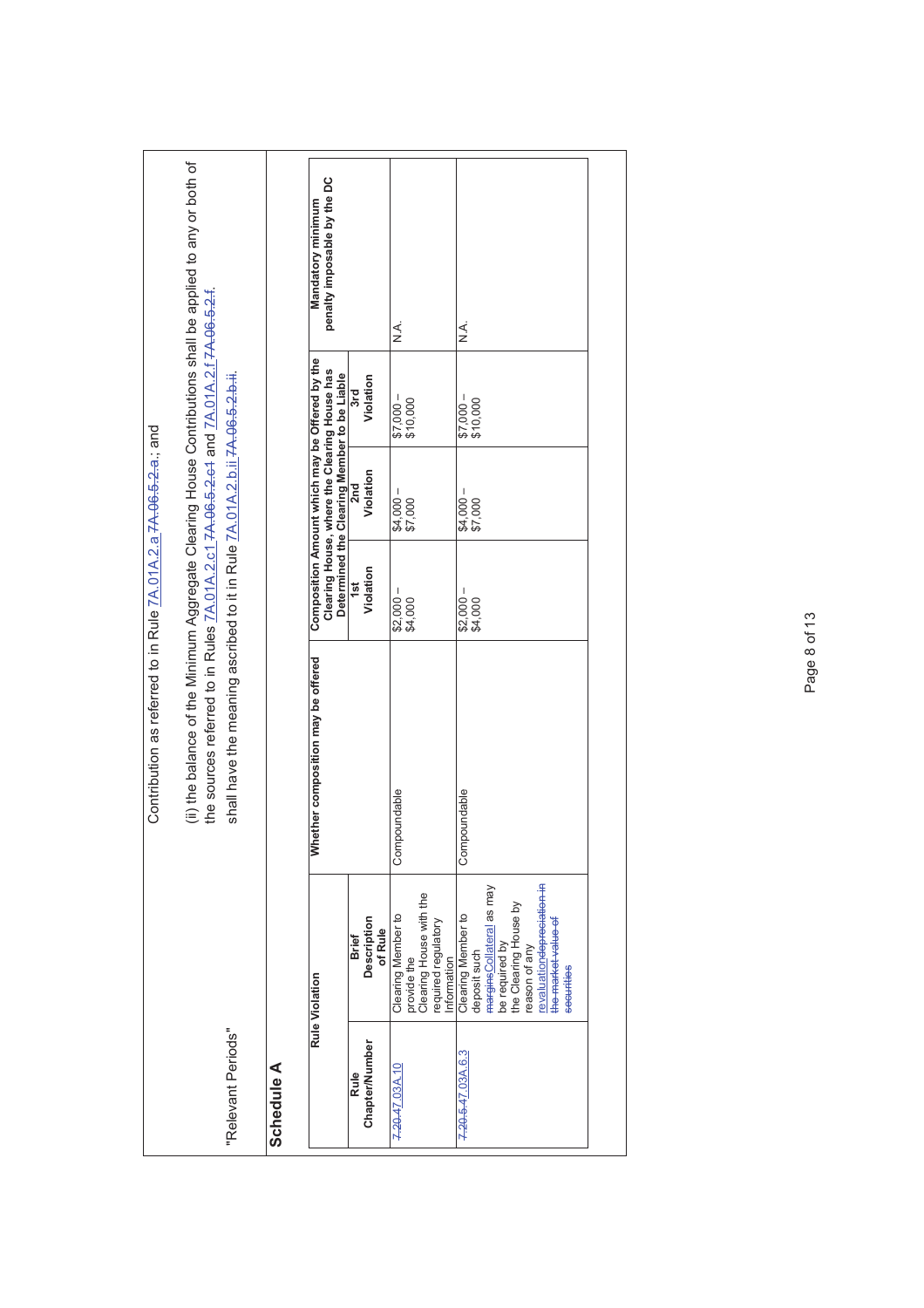Contribution as referred to in Rule 7A.01A.2.a ~~7A.06.5.2.a~~; and

(ii) the balance of the Minimum Aggregate Clearing House Contributions shall be applied to any or both of the sources referred to in Rules 7A.01A.2.c1 ~~7A.06.5.2.c1~~ and 7A.01A.2.f ~~7A.06.5.2.f~~.

"Relevant Periods" shall have the meaning ascribed to it in Rule 7A.01A.2.b.ii ~~7A.06.5.2.b.ii~~.

## Schedule A

| Rule Violation | | Whether composition may be offered | Composition Amount which may be Offered by the Clearing House, where the Clearing House has Determined the Clearing Member to be Liable | | | Mandatory minimum penalty imposable by the DC |
|---|---|---|---|---|---|---|
| Rule Chapter/Number | Brief Description of Rule | | 1st Violation | 2nd Violation | 3rd Violation | |
| ~~7.20.4~~7.03A.10 | Clearing Member to provide the Clearing House with the required regulatory information | Compoundable | \$2,000 – \$4,000 | \$4,000 – \$7,000 | \$7,000 – \$10,000 | N.A. |
| ~~7.20.5~~7.03A.6.3 | Clearing Member to deposit such ~~margins~~Collateral as may be required by the Clearing House by reason of any revaluation~~depreciation in the market value of securities~~ | Compoundable | \$2,000 – \$4,000 | \$4,000 – \$7,000 | \$7,000 – \$10,000 | N.A. |